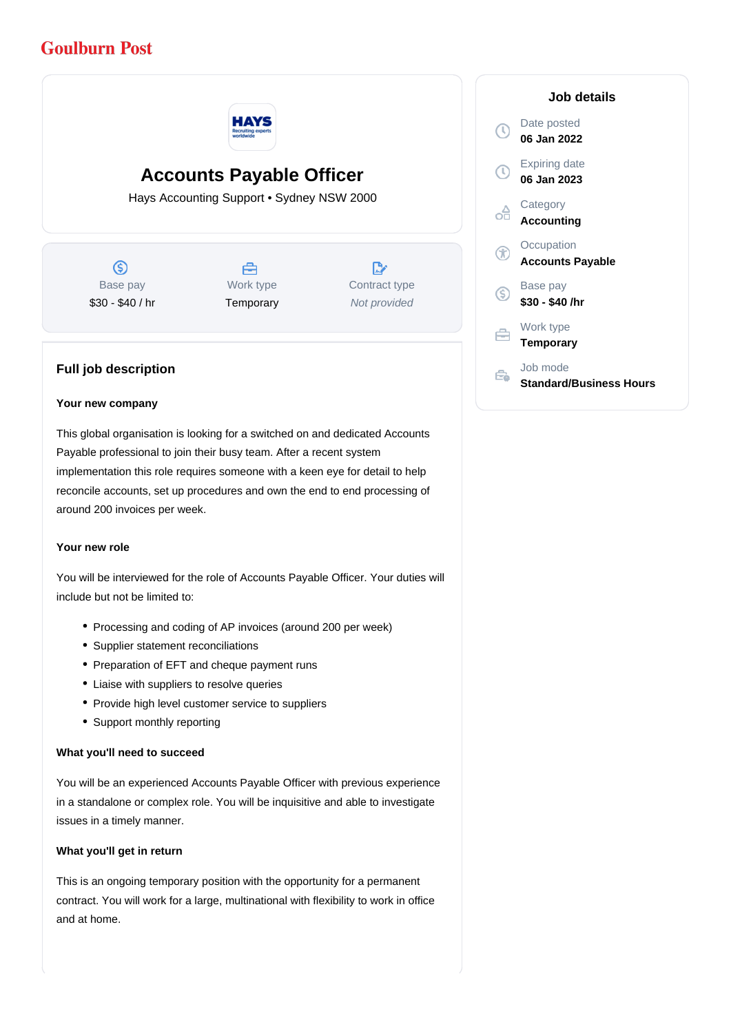Goulburn Post

# Accounts Payable Officer

Hays Accounting Support • Sydney NSW 2000

| Base pay | Work type | Contract type |
|---|---|---|
| $30 - $40 / hr | Temporary | *Not provided* |

## Full job description

### Your new company

This global organisation is looking for a switched on and dedicated Accounts Payable professional to join their busy team. After a recent system implementation this role requires someone with a keen eye for detail to help reconcile accounts, set up procedures and own the end to end processing of around 200 invoices per week.

### Your new role

You will be interviewed for the role of Accounts Payable Officer. Your duties will include but not be limited to:

- Processing and coding of AP invoices (around 200 per week)
- Supplier statement reconciliations
- Preparation of EFT and cheque payment runs
- Liaise with suppliers to resolve queries
- Provide high level customer service to suppliers
- Support monthly reporting

### What you'll need to succeed

You will be an experienced Accounts Payable Officer with previous experience in a standalone or complex role. You will be inquisitive and able to investigate issues in a timely manner.

### What you'll get in return

This is an ongoing temporary position with the opportunity for a permanent contract. You will work for a large, multinational with flexibility to work in office and at home.

## Job details

Date posted
**06 Jan 2022**

Expiring date
**06 Jan 2023**

Category
**Accounting**

Occupation
**Accounts Payable**

Base pay
**$30 - $40 /hr**

Work type
**Temporary**

Job mode
**Standard/Business Hours**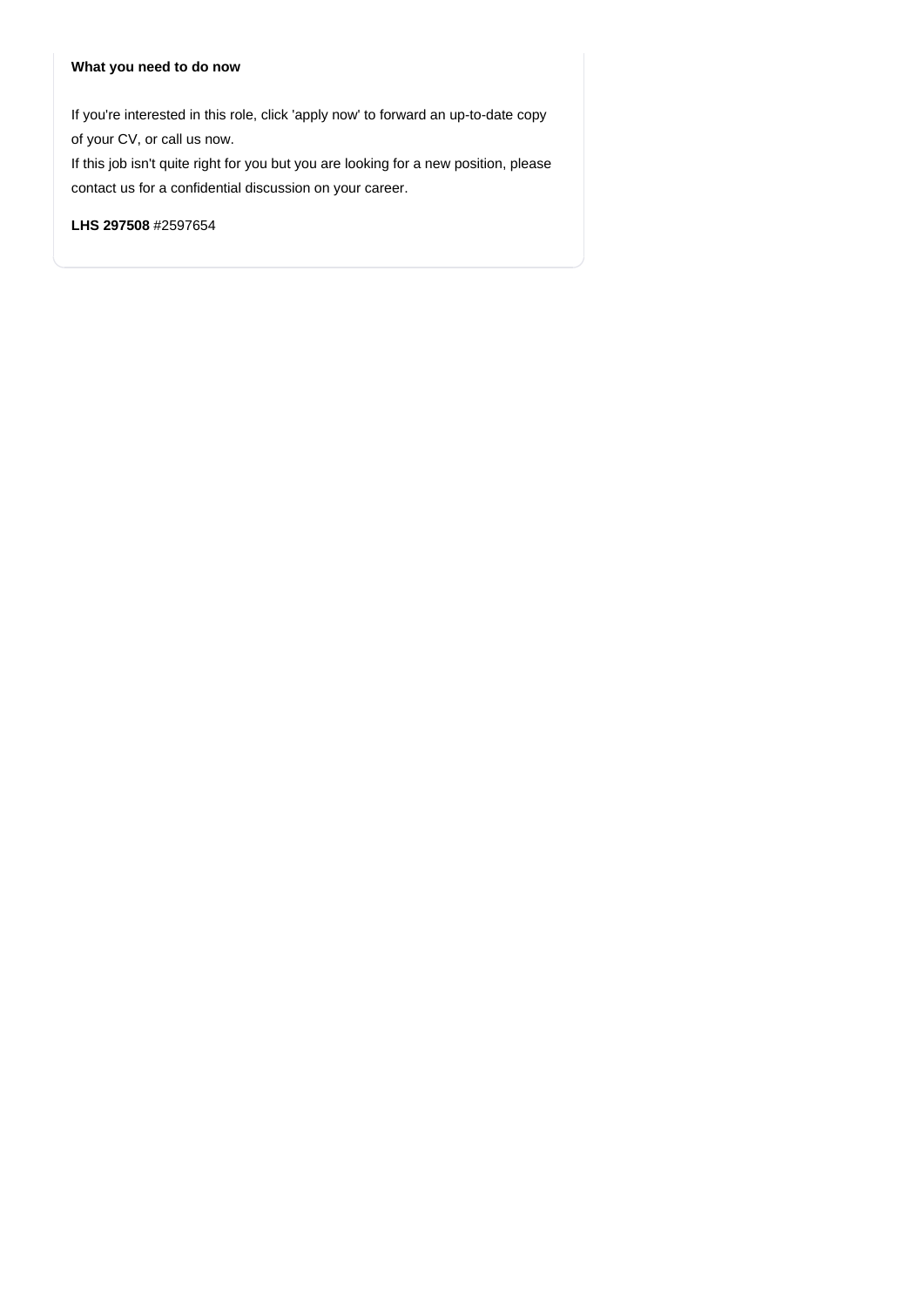**What you need to do now**

If you're interested in this role, click 'apply now' to forward an up-to-date copy of your CV, or call us now.
If this job isn't quite right for you but you are looking for a new position, please contact us for a confidential discussion on your career.

**LHS 297508** #2597654